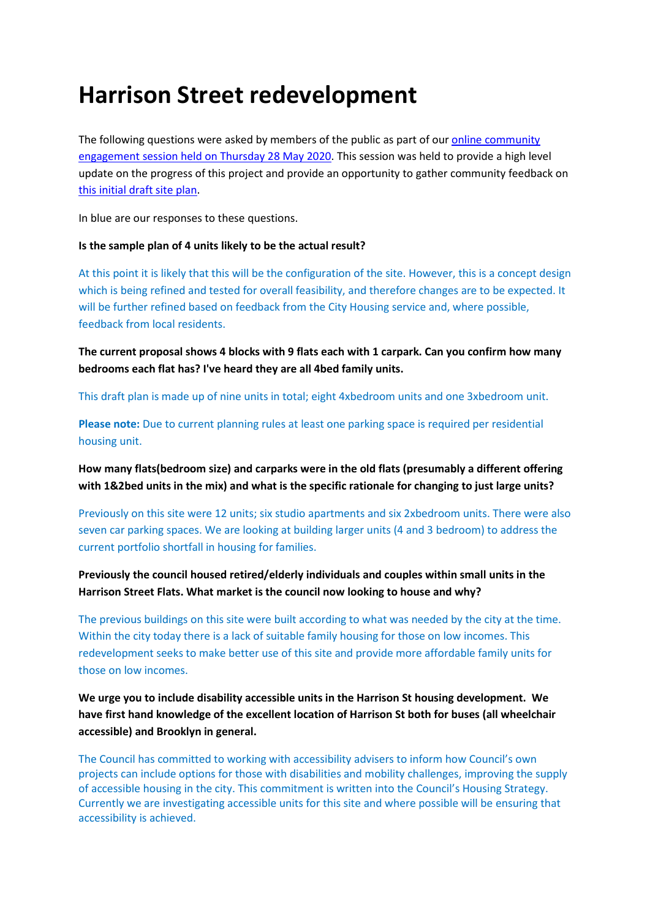# Harrison Street redevelopment

The following questions were asked by members of the public as part of our online community engagement session held on Thursday 28 May 2020. This session was held to provide a high level update on the progress of this project and provide an opportunity to gather community feedback on this initial draft site plan.

In blue are our responses to these questions.

**Is the sample plan of 4 units likely to be the actual result?**

At this point it is likely that this will be the configuration of the site. However, this is a concept design which is being refined and tested for overall feasibility, and therefore changes are to be expected. It will be further refined based on feedback from the City Housing service and, where possible, feedback from local residents.

**The current proposal shows 4 blocks with 9 flats each with 1 carpark. Can you confirm how many bedrooms each flat has? I've heard they are all 4bed family units.**

This draft plan is made up of nine units in total; eight 4xbedroom units and one 3xbedroom unit.

**Please note:** Due to current planning rules at least one parking space is required per residential housing unit.

**How many flats(bedroom size) and carparks were in the old flats (presumably a different offering with 1&2bed units in the mix) and what is the specific rationale for changing to just large units?**

Previously on this site were 12 units; six studio apartments and six 2xbedroom units. There were also seven car parking spaces. We are looking at building larger units (4 and 3 bedroom) to address the current portfolio shortfall in housing for families.

**Previously the council housed retired/elderly individuals and couples within small units in the Harrison Street Flats. What market is the council now looking to house and why?**

The previous buildings on this site were built according to what was needed by the city at the time. Within the city today there is a lack of suitable family housing for those on low incomes. This redevelopment seeks to make better use of this site and provide more affordable family units for those on low incomes.

**We urge you to include disability accessible units in the Harrison St housing development. We have first hand knowledge of the excellent location of Harrison St both for buses (all wheelchair accessible) and Brooklyn in general.**

The Council has committed to working with accessibility advisers to inform how Council's own projects can include options for those with disabilities and mobility challenges, improving the supply of accessible housing in the city. This commitment is written into the Council's Housing Strategy. Currently we are investigating accessible units for this site and where possible will be ensuring that accessibility is achieved.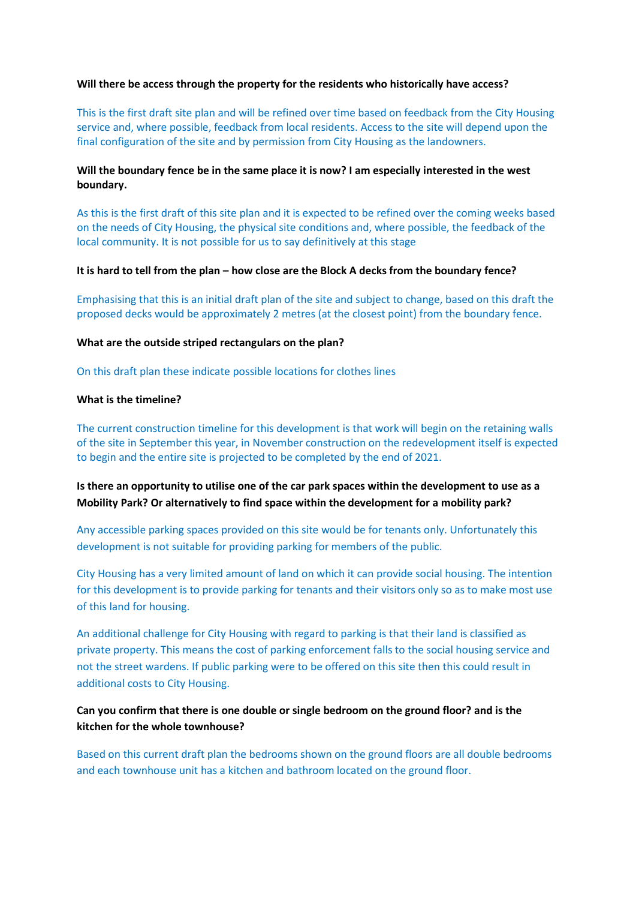**Will there be access through the property for the residents who historically have access?**

This is the first draft site plan and will be refined over time based on feedback from the City Housing service and, where possible, feedback from local residents. Access to the site will depend upon the final configuration of the site and by permission from City Housing as the landowners.

**Will the boundary fence be in the same place it is now? I am especially interested in the west boundary.**

As this is the first draft of this site plan and it is expected to be refined over the coming weeks based on the needs of City Housing, the physical site conditions and, where possible, the feedback of the local community. It is not possible for us to say definitively at this stage

**It is hard to tell from the plan – how close are the Block A decks from the boundary fence?**

Emphasising that this is an initial draft plan of the site and subject to change, based on this draft the proposed decks would be approximately 2 metres (at the closest point) from the boundary fence.

**What are the outside striped rectangulars on the plan?**

On this draft plan these indicate possible locations for clothes lines

**What is the timeline?**

The current construction timeline for this development is that work will begin on the retaining walls of the site in September this year, in November construction on the redevelopment itself is expected to begin and the entire site is projected to be completed by the end of 2021.

**Is there an opportunity to utilise one of the car park spaces within the development to use as a Mobility Park? Or alternatively to find space within the development for a mobility park?**

Any accessible parking spaces provided on this site would be for tenants only. Unfortunately this development is not suitable for providing parking for members of the public.

City Housing has a very limited amount of land on which it can provide social housing. The intention for this development is to provide parking for tenants and their visitors only so as to make most use of this land for housing.

An additional challenge for City Housing with regard to parking is that their land is classified as private property. This means the cost of parking enforcement falls to the social housing service and not the street wardens. If public parking were to be offered on this site then this could result in additional costs to City Housing.

**Can you confirm that there is one double or single bedroom on the ground floor? and is the kitchen for the whole townhouse?**

Based on this current draft plan the bedrooms shown on the ground floors are all double bedrooms and each townhouse unit has a kitchen and bathroom located on the ground floor.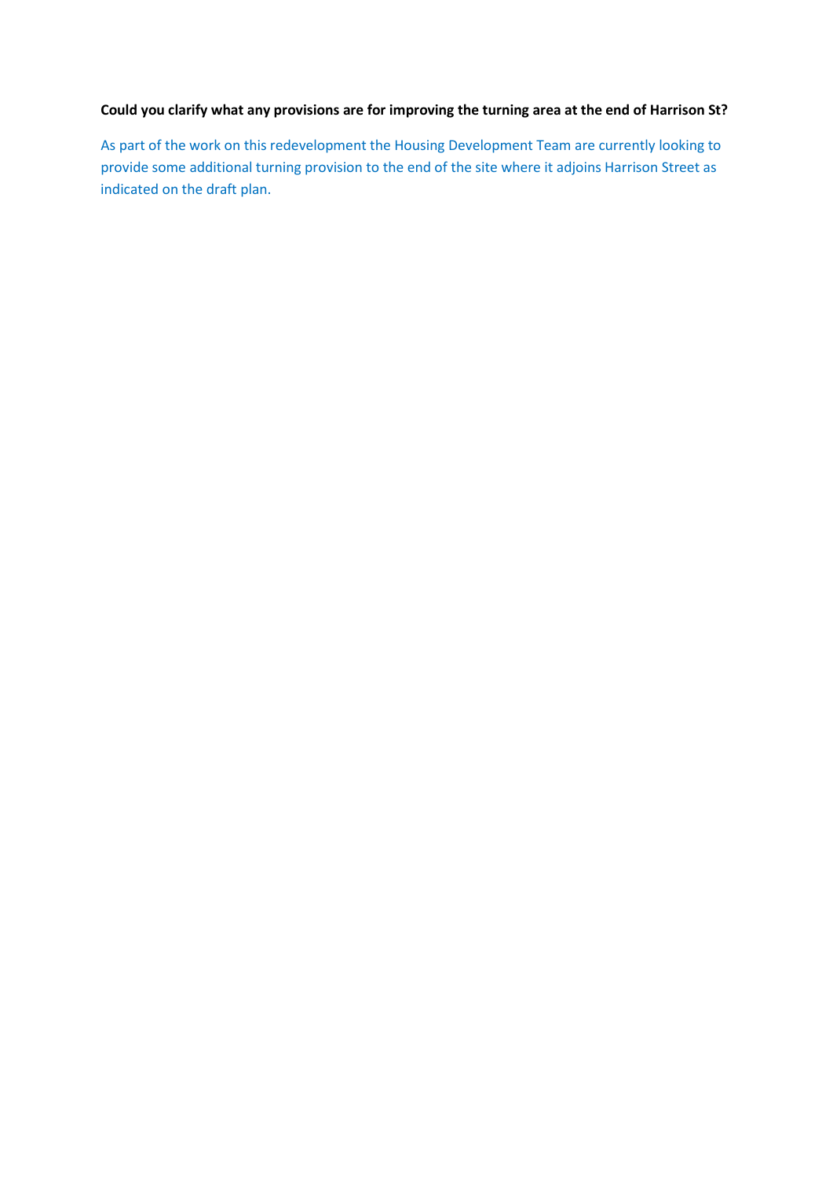**Could you clarify what any provisions are for improving the turning area at the end of Harrison St?**

As part of the work on this redevelopment the Housing Development Team are currently looking to provide some additional turning provision to the end of the site where it adjoins Harrison Street as indicated on the draft plan.